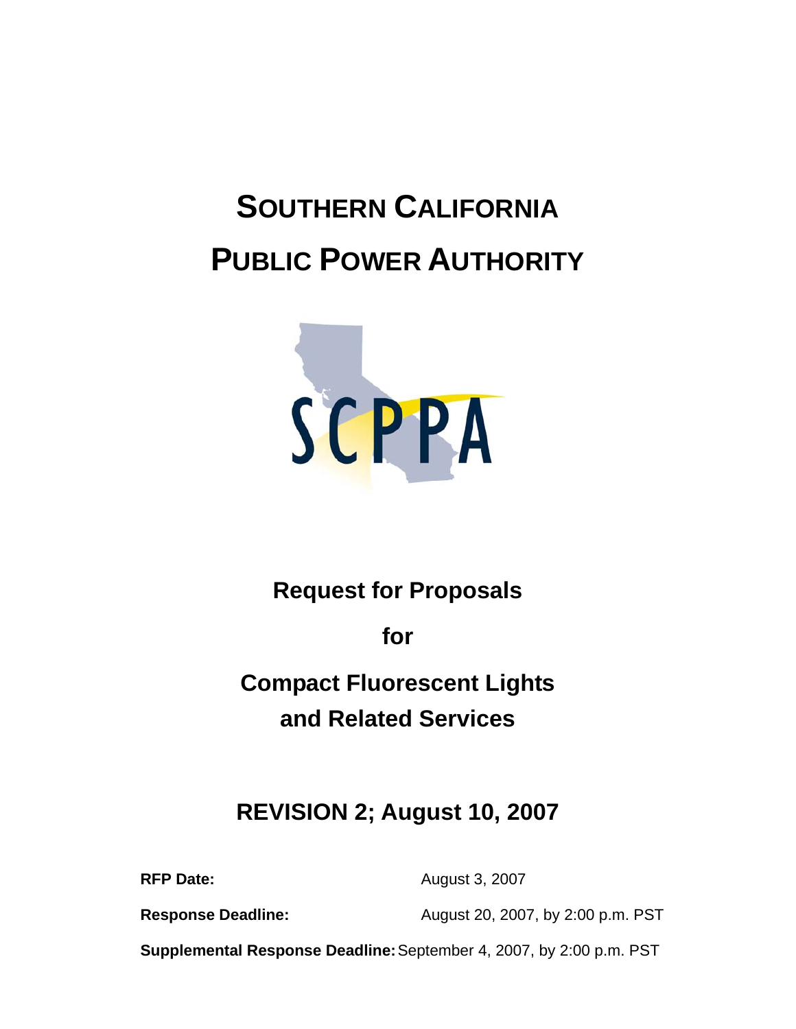# SOUTHERN CALIFORNIA PUBLIC POWER AUTHORITY

## Request for Proposals

## for

## Compact Fluorescent Lights and Related Services

## REVISION 2; August 10, 2007

**RFP Date:** August 3, 2007

**Response Deadline:** August 20, 2007, by 2:00 p.m. PST

**Supplemental Response Deadline:** September 4, 2007, by 2:00 p.m. PST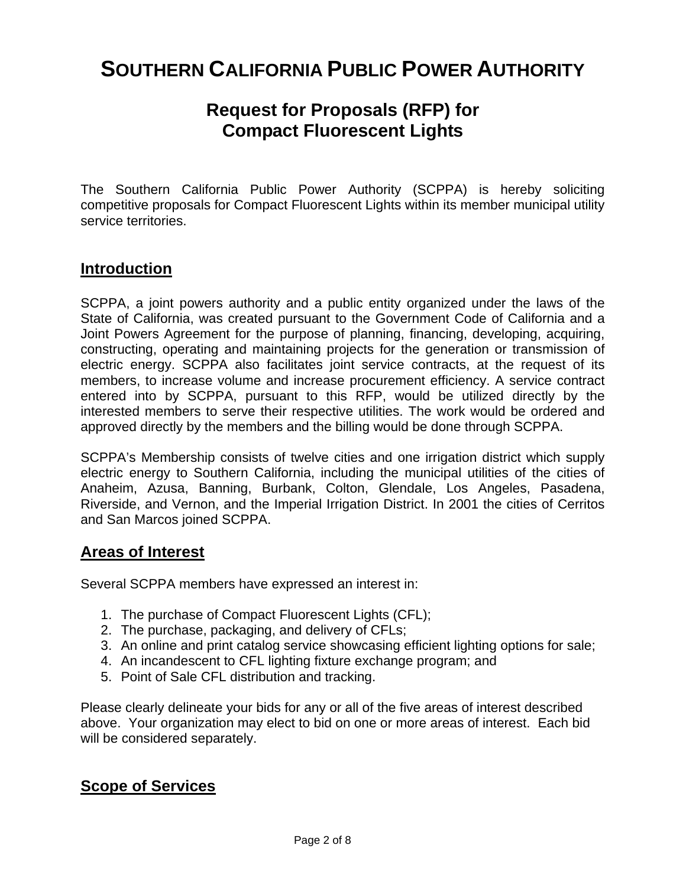# SOUTHERN CALIFORNIA PUBLIC POWER AUTHORITY

## Request for Proposals (RFP) for Compact Fluorescent Lights

The Southern California Public Power Authority (SCPPA) is hereby soliciting competitive proposals for Compact Fluorescent Lights within its member municipal utility service territories.

## Introduction

SCPPA, a joint powers authority and a public entity organized under the laws of the State of California, was created pursuant to the Government Code of California and a Joint Powers Agreement for the purpose of planning, financing, developing, acquiring, constructing, operating and maintaining projects for the generation or transmission of electric energy. SCPPA also facilitates joint service contracts, at the request of its members, to increase volume and increase procurement efficiency. A service contract entered into by SCPPA, pursuant to this RFP, would be utilized directly by the interested members to serve their respective utilities. The work would be ordered and approved directly by the members and the billing would be done through SCPPA.

SCPPA's Membership consists of twelve cities and one irrigation district which supply electric energy to Southern California, including the municipal utilities of the cities of Anaheim, Azusa, Banning, Burbank, Colton, Glendale, Los Angeles, Pasadena, Riverside, and Vernon, and the Imperial Irrigation District. In 2001 the cities of Cerritos and San Marcos joined SCPPA.

## Areas of Interest

Several SCPPA members have expressed an interest in:

1. The purchase of Compact Fluorescent Lights (CFL);
2. The purchase, packaging, and delivery of CFLs;
3. An online and print catalog service showcasing efficient lighting options for sale;
4. An incandescent to CFL lighting fixture exchange program; and
5. Point of Sale CFL distribution and tracking.

Please clearly delineate your bids for any or all of the five areas of interest described above. Your organization may elect to bid on one or more areas of interest. Each bid will be considered separately.

## Scope of Services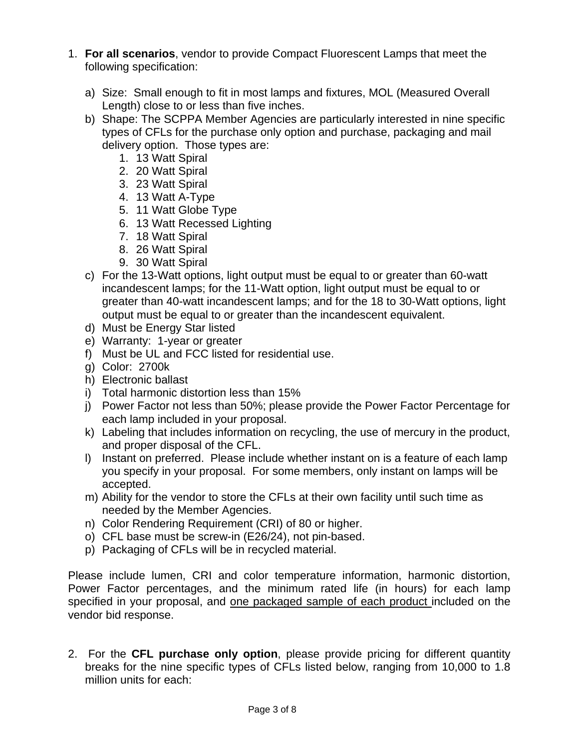1. **For all scenarios**, vendor to provide Compact Fluorescent Lamps that meet the following specification:

   a) Size: Small enough to fit in most lamps and fixtures, MOL (Measured Overall Length) close to or less than five inches.
   b) Shape: The SCPPA Member Agencies are particularly interested in nine specific types of CFLs for the purchase only option and purchase, packaging and mail delivery option. Those types are:
      1. 13 Watt Spiral
      2. 20 Watt Spiral
      3. 23 Watt Spiral
      4. 13 Watt A-Type
      5. 11 Watt Globe Type
      6. 13 Watt Recessed Lighting
      7. 18 Watt Spiral
      8. 26 Watt Spiral
      9. 30 Watt Spiral
   c) For the 13-Watt options, light output must be equal to or greater than 60-watt incandescent lamps; for the 11-Watt option, light output must be equal to or greater than 40-watt incandescent lamps; and for the 18 to 30-Watt options, light output must be equal to or greater than the incandescent equivalent.
   d) Must be Energy Star listed
   e) Warranty: 1-year or greater
   f) Must be UL and FCC listed for residential use.
   g) Color: 2700k
   h) Electronic ballast
   i) Total harmonic distortion less than 15%
   j) Power Factor not less than 50%; please provide the Power Factor Percentage for each lamp included in your proposal.
   k) Labeling that includes information on recycling, the use of mercury in the product, and proper disposal of the CFL.
   l) Instant on preferred. Please include whether instant on is a feature of each lamp you specify in your proposal. For some members, only instant on lamps will be accepted.
   m) Ability for the vendor to store the CFLs at their own facility until such time as needed by the Member Agencies.
   n) Color Rendering Requirement (CRI) of 80 or higher.
   o) CFL base must be screw-in (E26/24), not pin-based.
   p) Packaging of CFLs will be in recycled material.

Please include lumen, CRI and color temperature information, harmonic distortion, Power Factor percentages, and the minimum rated life (in hours) for each lamp specified in your proposal, and <u>one packaged sample of each product</u> included on the vendor bid response.

2. For the **CFL purchase only option**, please provide pricing for different quantity breaks for the nine specific types of CFLs listed below, ranging from 10,000 to 1.8 million units for each: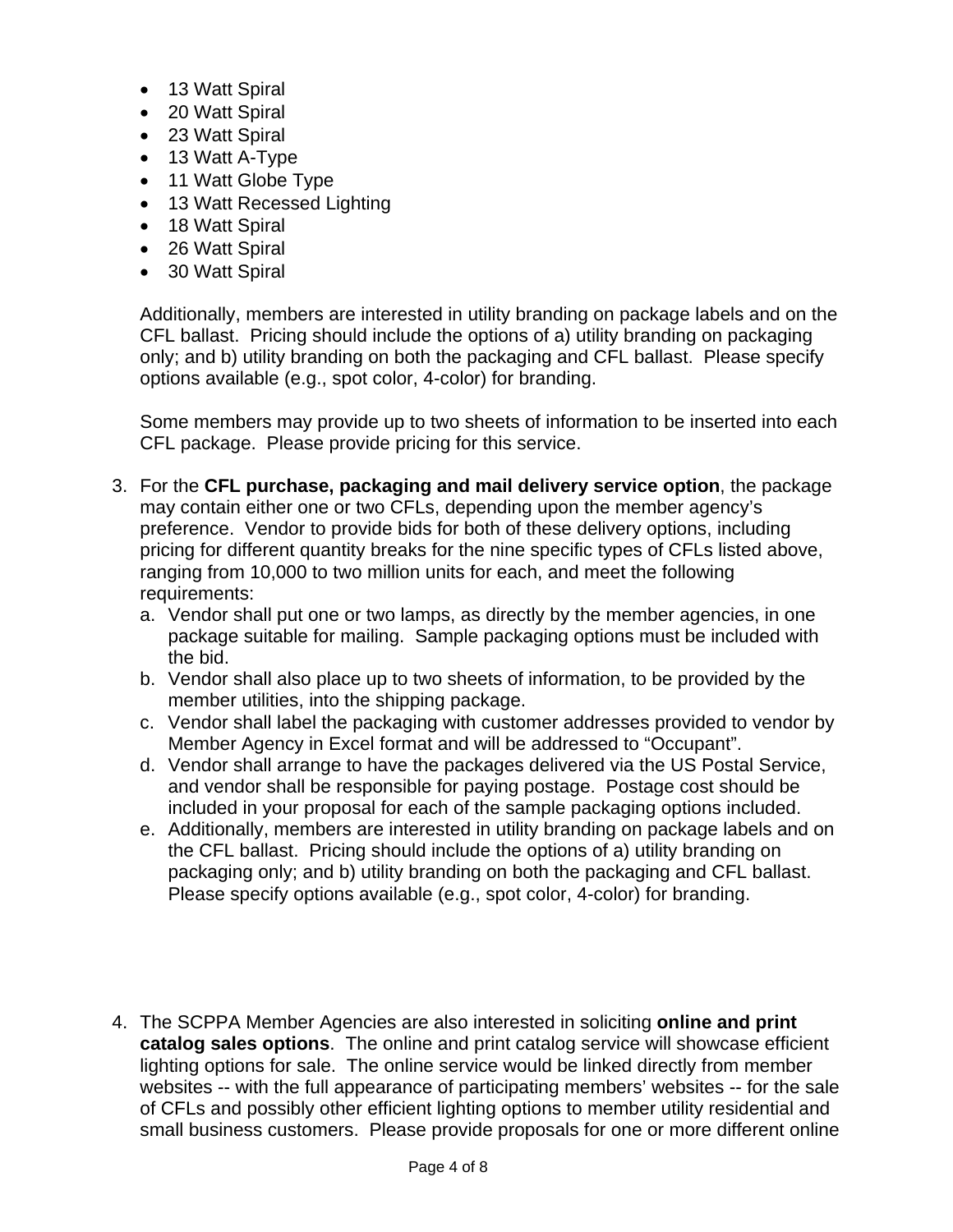- 13 Watt Spiral
- 20 Watt Spiral
- 23 Watt Spiral
- 13 Watt A-Type
- 11 Watt Globe Type
- 13 Watt Recessed Lighting
- 18 Watt Spiral
- 26 Watt Spiral
- 30 Watt Spiral

Additionally, members are interested in utility branding on package labels and on the CFL ballast. Pricing should include the options of a) utility branding on packaging only; and b) utility branding on both the packaging and CFL ballast. Please specify options available (e.g., spot color, 4-color) for branding.

Some members may provide up to two sheets of information to be inserted into each CFL package. Please provide pricing for this service.

3. For the **CFL purchase, packaging and mail delivery service option**, the package may contain either one or two CFLs, depending upon the member agency's preference. Vendor to provide bids for both of these delivery options, including pricing for different quantity breaks for the nine specific types of CFLs listed above, ranging from 10,000 to two million units for each, and meet the following requirements:
   a. Vendor shall put one or two lamps, as directly by the member agencies, in one package suitable for mailing. Sample packaging options must be included with the bid.
   b. Vendor shall also place up to two sheets of information, to be provided by the member utilities, into the shipping package.
   c. Vendor shall label the packaging with customer addresses provided to vendor by Member Agency in Excel format and will be addressed to "Occupant".
   d. Vendor shall arrange to have the packages delivered via the US Postal Service, and vendor shall be responsible for paying postage. Postage cost should be included in your proposal for each of the sample packaging options included.
   e. Additionally, members are interested in utility branding on package labels and on the CFL ballast. Pricing should include the options of a) utility branding on packaging only; and b) utility branding on both the packaging and CFL ballast. Please specify options available (e.g., spot color, 4-color) for branding.

4. The SCPPA Member Agencies are also interested in soliciting **online and print catalog sales options**. The online and print catalog service will showcase efficient lighting options for sale. The online service would be linked directly from member websites -- with the full appearance of participating members' websites -- for the sale of CFLs and possibly other efficient lighting options to member utility residential and small business customers. Please provide proposals for one or more different online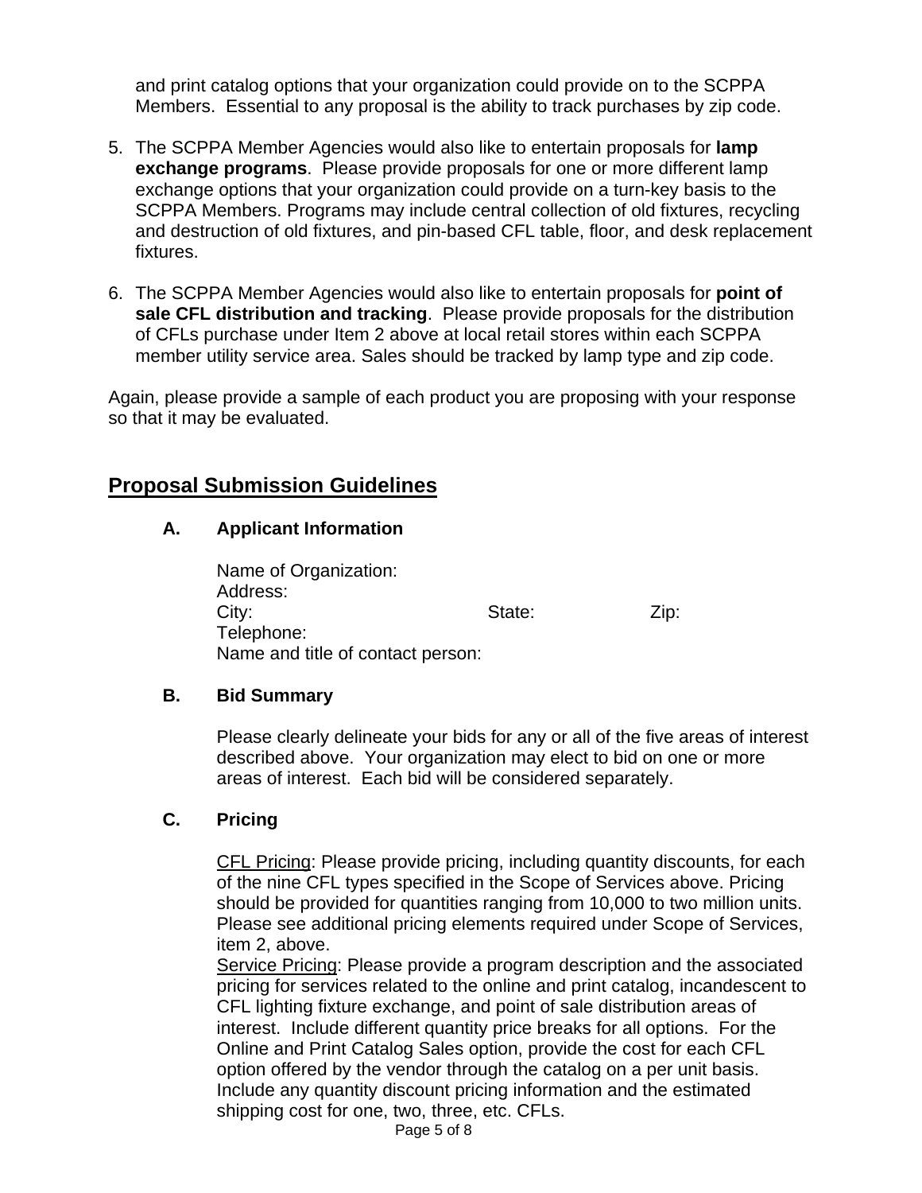and print catalog options that your organization could provide on to the SCPPA Members. Essential to any proposal is the ability to track purchases by zip code.

5. The SCPPA Member Agencies would also like to entertain proposals for **lamp exchange programs**. Please provide proposals for one or more different lamp exchange options that your organization could provide on a turn-key basis to the SCPPA Members. Programs may include central collection of old fixtures, recycling and destruction of old fixtures, and pin-based CFL table, floor, and desk replacement fixtures.

6. The SCPPA Member Agencies would also like to entertain proposals for **point of sale CFL distribution and tracking**. Please provide proposals for the distribution of CFLs purchase under Item 2 above at local retail stores within each SCPPA member utility service area. Sales should be tracked by lamp type and zip code.

Again, please provide a sample of each product you are proposing with your response so that it may be evaluated.

## Proposal Submission Guidelines

### A. Applicant Information

Name of Organization:
Address:
City: State: Zip:
Telephone:
Name and title of contact person:

### B. Bid Summary

Please clearly delineate your bids for any or all of the five areas of interest described above. Your organization may elect to bid on one or more areas of interest. Each bid will be considered separately.

### C. Pricing

CFL Pricing: Please provide pricing, including quantity discounts, for each of the nine CFL types specified in the Scope of Services above. Pricing should be provided for quantities ranging from 10,000 to two million units. Please see additional pricing elements required under Scope of Services, item 2, above.

Service Pricing: Please provide a program description and the associated pricing for services related to the online and print catalog, incandescent to CFL lighting fixture exchange, and point of sale distribution areas of interest. Include different quantity price breaks for all options. For the Online and Print Catalog Sales option, provide the cost for each CFL option offered by the vendor through the catalog on a per unit basis. Include any quantity discount pricing information and the estimated shipping cost for one, two, three, etc. CFLs.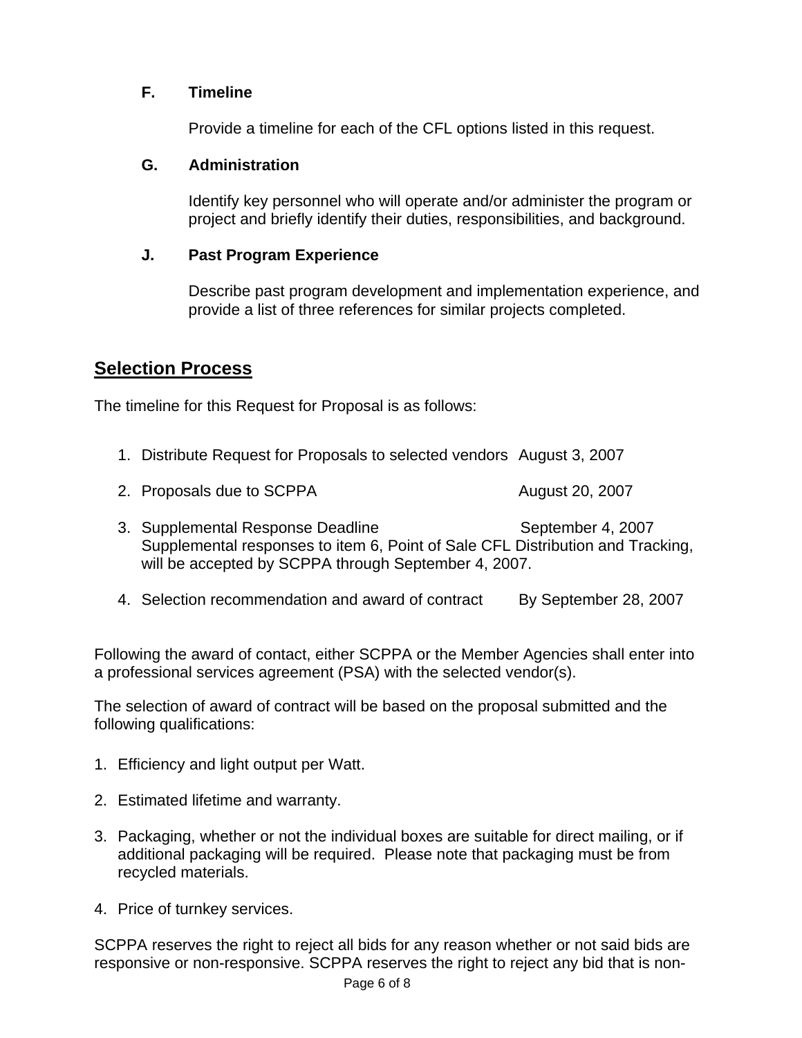**F. Timeline**

Provide a timeline for each of the CFL options listed in this request.

**G. Administration**

Identify key personnel who will operate and/or administer the program or project and briefly identify their duties, responsibilities, and background.

**J. Past Program Experience**

Describe past program development and implementation experience, and provide a list of three references for similar projects completed.

## Selection Process

The timeline for this Request for Proposal is as follows:

1. Distribute Request for Proposals to selected vendors August 3, 2007
2. Proposals due to SCPPA August 20, 2007
3. Supplemental Response Deadline September 4, 2007
   Supplemental responses to item 6, Point of Sale CFL Distribution and Tracking, will be accepted by SCPPA through September 4, 2007.
4. Selection recommendation and award of contract By September 28, 2007

Following the award of contact, either SCPPA or the Member Agencies shall enter into a professional services agreement (PSA) with the selected vendor(s).

The selection of award of contract will be based on the proposal submitted and the following qualifications:

1. Efficiency and light output per Watt.
2. Estimated lifetime and warranty.
3. Packaging, whether or not the individual boxes are suitable for direct mailing, or if additional packaging will be required. Please note that packaging must be from recycled materials.
4. Price of turnkey services.

SCPPA reserves the right to reject all bids for any reason whether or not said bids are responsive or non-responsive. SCPPA reserves the right to reject any bid that is non-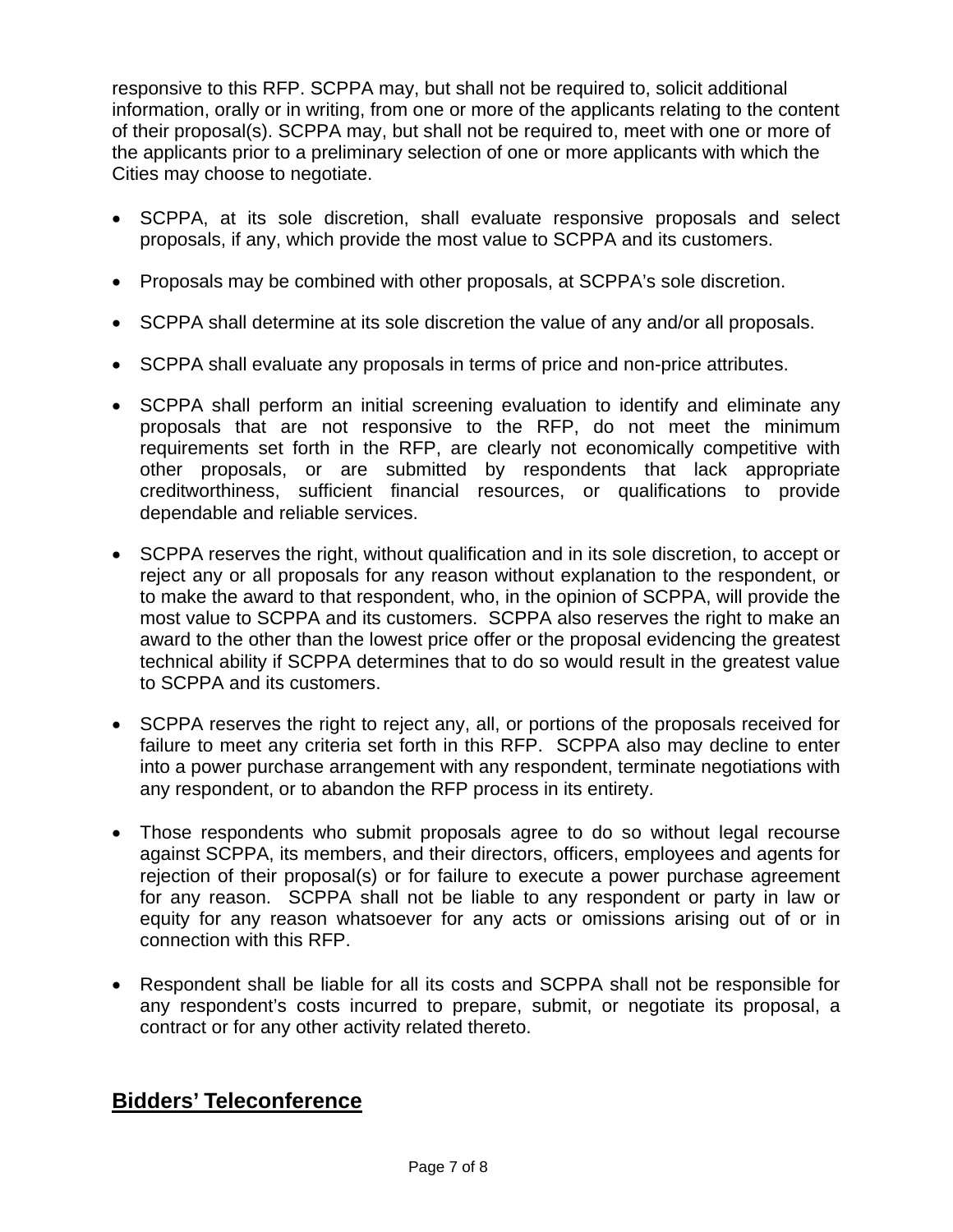responsive to this RFP. SCPPA may, but shall not be required to, solicit additional information, orally or in writing, from one or more of the applicants relating to the content of their proposal(s). SCPPA may, but shall not be required to, meet with one or more of the applicants prior to a preliminary selection of one or more applicants with which the Cities may choose to negotiate.

- SCPPA, at its sole discretion, shall evaluate responsive proposals and select proposals, if any, which provide the most value to SCPPA and its customers.
- Proposals may be combined with other proposals, at SCPPA's sole discretion.
- SCPPA shall determine at its sole discretion the value of any and/or all proposals.
- SCPPA shall evaluate any proposals in terms of price and non-price attributes.
- SCPPA shall perform an initial screening evaluation to identify and eliminate any proposals that are not responsive to the RFP, do not meet the minimum requirements set forth in the RFP, are clearly not economically competitive with other proposals, or are submitted by respondents that lack appropriate creditworthiness, sufficient financial resources, or qualifications to provide dependable and reliable services.
- SCPPA reserves the right, without qualification and in its sole discretion, to accept or reject any or all proposals for any reason without explanation to the respondent, or to make the award to that respondent, who, in the opinion of SCPPA, will provide the most value to SCPPA and its customers. SCPPA also reserves the right to make an award to the other than the lowest price offer or the proposal evidencing the greatest technical ability if SCPPA determines that to do so would result in the greatest value to SCPPA and its customers.
- SCPPA reserves the right to reject any, all, or portions of the proposals received for failure to meet any criteria set forth in this RFP. SCPPA also may decline to enter into a power purchase arrangement with any respondent, terminate negotiations with any respondent, or to abandon the RFP process in its entirety.
- Those respondents who submit proposals agree to do so without legal recourse against SCPPA, its members, and their directors, officers, employees and agents for rejection of their proposal(s) or for failure to execute a power purchase agreement for any reason. SCPPA shall not be liable to any respondent or party in law or equity for any reason whatsoever for any acts or omissions arising out of or in connection with this RFP.
- Respondent shall be liable for all its costs and SCPPA shall not be responsible for any respondent's costs incurred to prepare, submit, or negotiate its proposal, a contract or for any other activity related thereto.

## Bidders' Teleconference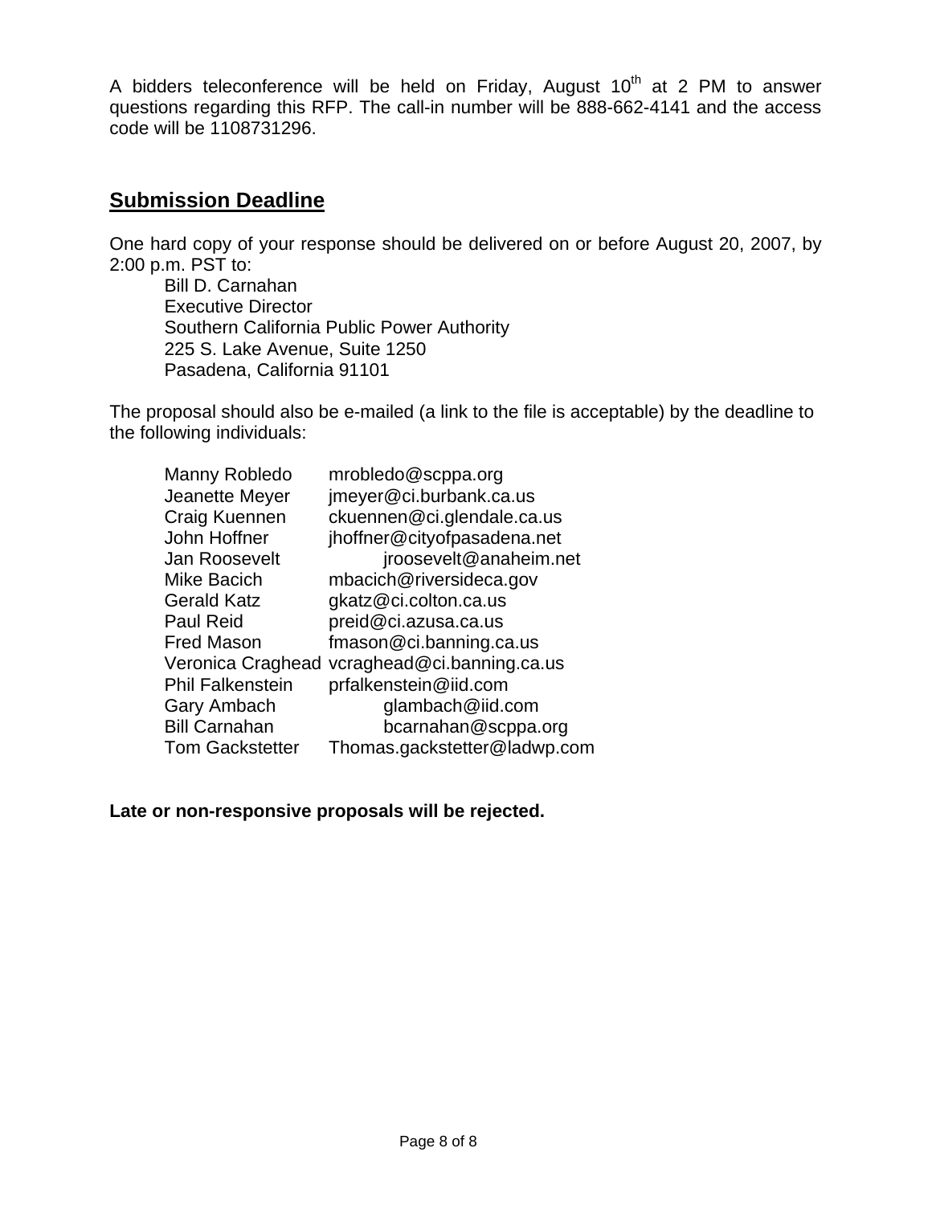A bidders teleconference will be held on Friday, August 10th at 2 PM to answer questions regarding this RFP. The call-in number will be 888-662-4141 and the access code will be 1108731296.

## Submission Deadline

One hard copy of your response should be delivered on or before August 20, 2007, by 2:00 p.m. PST to:

Bill D. Carnahan
Executive Director
Southern California Public Power Authority
225 S. Lake Avenue, Suite 1250
Pasadena, California 91101

The proposal should also be e-mailed (a link to the file is acceptable) by the deadline to the following individuals:

| | |
|---|---|
| Manny Robledo | mrobledo@scppa.org |
| Jeanette Meyer | jmeyer@ci.burbank.ca.us |
| Craig Kuennen | ckuennen@ci.glendale.ca.us |
| John Hoffner | jhoffner@cityofpasadena.net |
| Jan Roosevelt | jroosevelt@anaheim.net |
| Mike Bacich | mbacich@riversideca.gov |
| Gerald Katz | gkatz@ci.colton.ca.us |
| Paul Reid | preid@ci.azusa.ca.us |
| Fred Mason | fmason@ci.banning.ca.us |
| Veronica Craghead | vcraghead@ci.banning.ca.us |
| Phil Falkenstein | prfalkenstein@iid.com |
| Gary Ambach | glambach@iid.com |
| Bill Carnahan | bcarnahan@scppa.org |
| Tom Gackstetter | Thomas.gackstetter@ladwp.com |

**Late or non-responsive proposals will be rejected.**